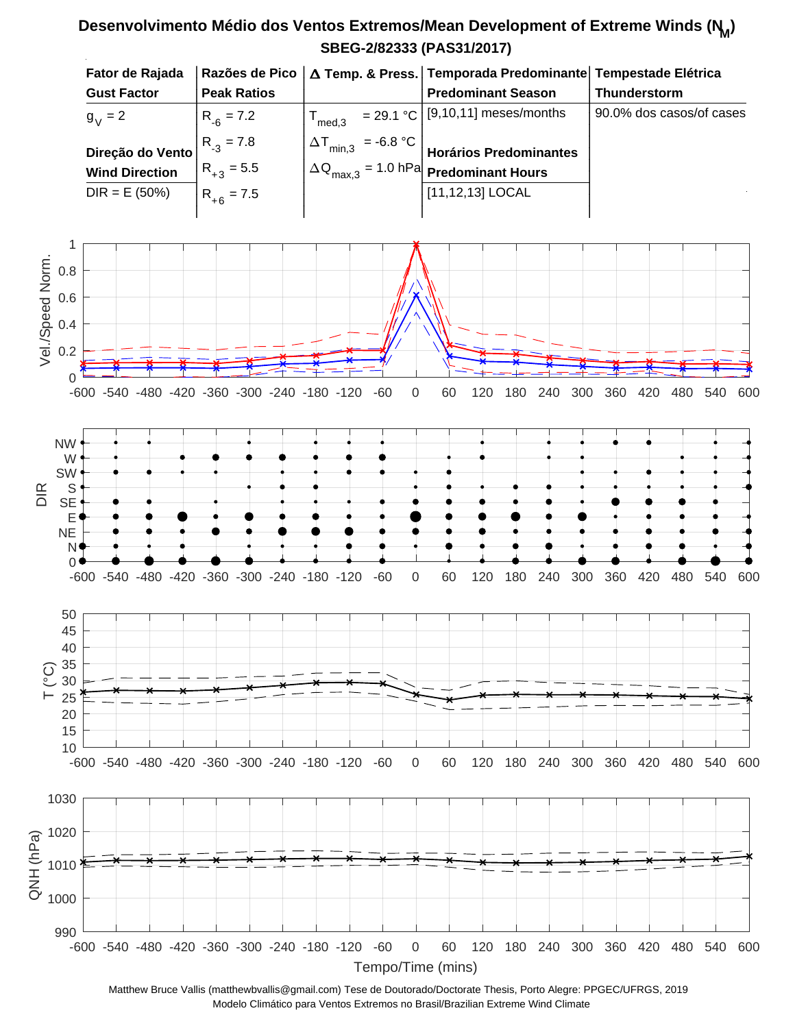# Desenvolvimento Médio dos Ventos Extremos/Mean Development of Extreme Winds ($N_M$)

## SBEG-2/82333 (PAS31/2017)

| Fator de Rajada<br>Gust Factor | Razões de Pico<br>Peak Ratios | Δ Temp. & Press. | Temporada Predominante<br>Predominant Season | Tempestade Elétrica<br>Thunderstorm |
|---|---|---|---|---|
| $g_V = 2$ | $R_{-6} = 7.2$ | $T_{med,3} = 29.1$ °C | [9,10,11] meses/months | 90.0% dos casos/of cases |
| **Direção do Vento<br>Wind Direction** | $R_{-3} = 7.8$ | $\Delta T_{min,3} = -6.8$ °C | **Horários Predominantes<br>Predominant Hours** | |
| DIR = E (50%) | $R_{+3} = 5.5$ | $\Delta Q_{max,3} = 1.0$ hPa | [11,12,13] LOCAL | |
| | $R_{+6} = 7.5$ | | | |

Matthew Bruce Vallis (matthewbvallis@gmail.com) Tese de Doutorado/Doctorate Thesis, Porto Alegre: PPGEC/UFRGS, 2019
Modelo Climático para Ventos Extremos no Brasil/Brazilian Extreme Wind Climate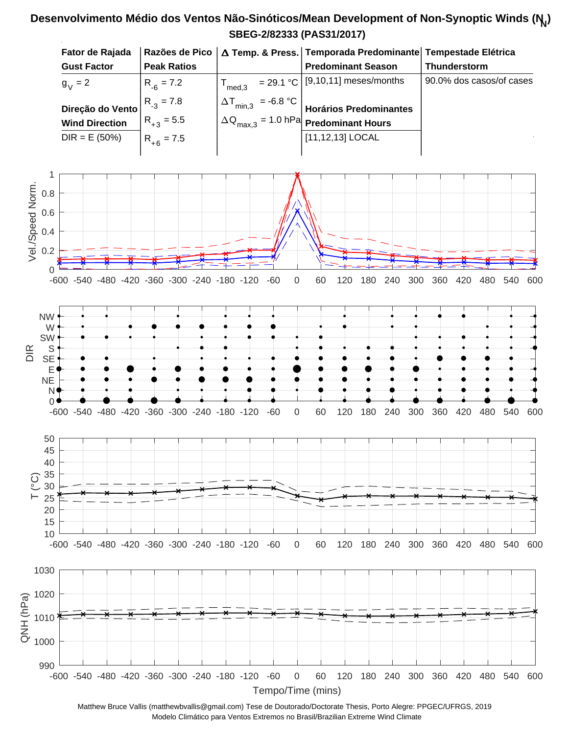# Desenvolvimento Médio dos Ventos Não-Sinóticos/Mean Development of Non-Synoptic Winds ($N_N$)

**SBEG-2/82333 (PAS31/2017)**

| **Fator de Rajada**<br>**Gust Factor** | **Razões de Pico**<br>**Peak Ratios** | **Δ Temp. & Press.** | **Temporada Predominante**<br>**Predominant Season** | **Tempestade Elétrica**<br>**Thunderstorm** |
|---|---|---|---|---|
| $g_V = 2$<br><br>**Direção do Vento**<br>**Wind Direction**<br>DIR = E (50%) | $R_{-6} = 7.2$<br>$R_{-3} = 7.8$<br>$R_{+3} = 5.5$<br>$R_{+6} = 7.5$ | $T_{med,3}$ = 29.1 °C<br>$\Delta T_{min,3}$ = -6.8 °C<br>$\Delta Q_{max,3}$ = 1.0 hPa | [9,10,11] meses/months<br><br>**Horários Predominantes**<br>**Predominant Hours**<br>[11,12,13] LOCAL | 90.0% dos casos/of cases |

Matthew Bruce Vallis (matthewbvallis@gmail.com) Tese de Doutorado/Doctorate Thesis, Porto Alegre: PPGEC/UFRGS, 2019
Modelo Climático para Ventos Extremos no Brasil/Brazilian Extreme Wind Climate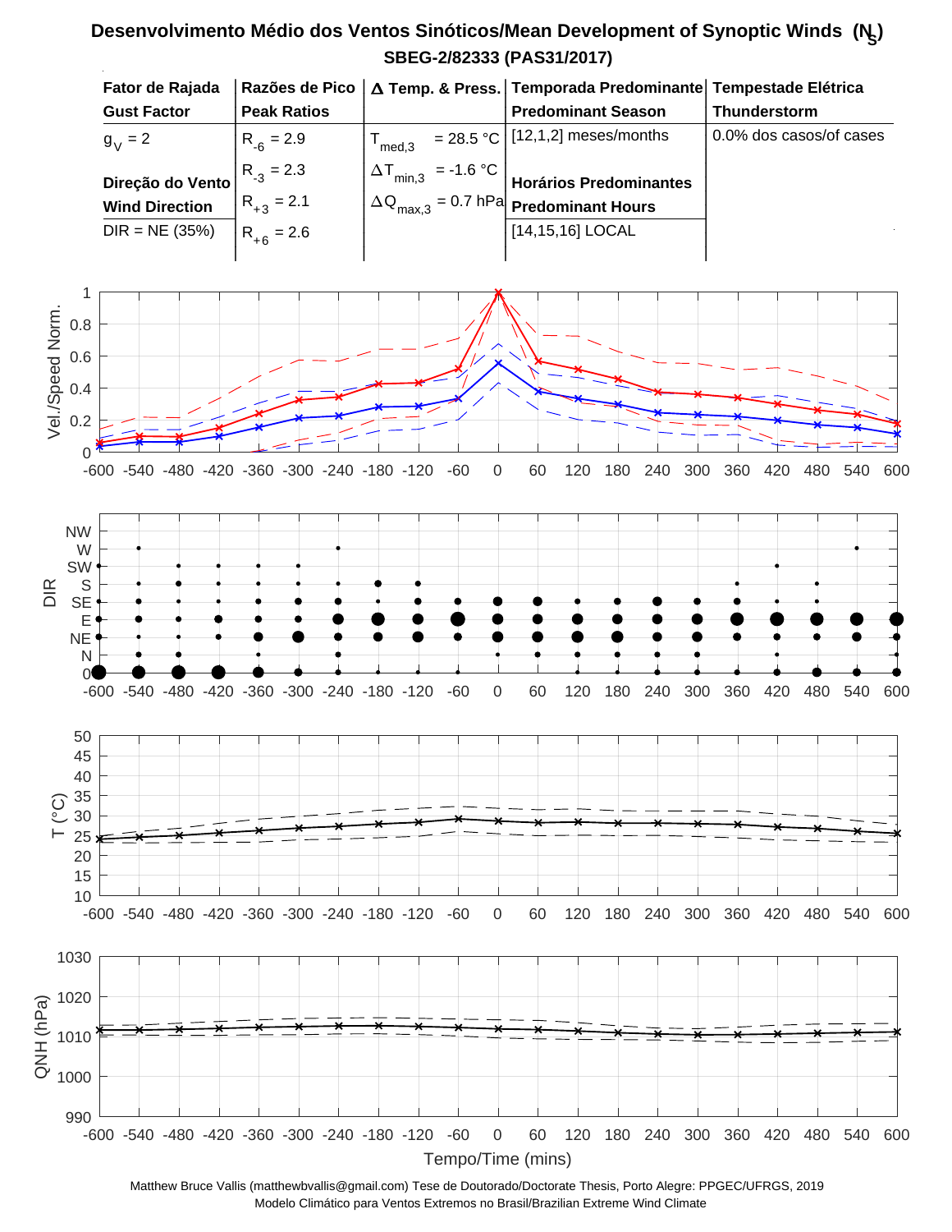# Desenvolvimento Médio dos Ventos Sinóticos/Mean Development of Synoptic Winds ($N_S$)

**SBEG-2/82333 (PAS31/2017)**

| Fator de Rajada / Gust Factor | Razões de Pico / Peak Ratios | Δ Temp. & Press. | Temporada Predominante / Predominant Season | Tempestade Elétrica / Thunderstorm |
|---|---|---|---|---|
| $g_V = 2$ | $R_{-6} = 2.9$ | $T_{med,3} = 28.5$ °C | [12,1,2] meses/months | 0.0% dos casos/of cases |
| **Direção do Vento / Wind Direction** | $R_{-3} = 2.3$ | $\Delta T_{min,3} = -1.6$ °C | **Horários Predominantes / Predominant Hours** | |
| DIR = NE (35%) | $R_{+3} = 2.1$ | $\Delta Q_{max,3} = 0.7$ hPa | [14,15,16] LOCAL | |
| | $R_{+6} = 2.6$ | | | |

Vel./Speed Norm.
1
0.8
0.6
0.4
0.2
0
-600 -540 -480 -420 -360 -300 -240 -180 -120 -60 0 60 120 180 240 300 360 420 480 540 600

DIR
NW
W
SW
S
SE
E
NE
N
0
-600 -540 -480 -420 -360 -300 -240 -180 -120 -60 0 60 120 180 240 300 360 420 480 540 600

T (°C)
50
45
40
35
30
25
20
15
10
-600 -540 -480 -420 -360 -300 -240 -180 -120 -60 0 60 120 180 240 300 360 420 480 540 600

QNH (hPa)
1030
1020
1010
1000
990
-600 -540 -480 -420 -360 -300 -240 -180 -120 -60 0 60 120 180 240 300 360 420 480 540 600

Tempo/Time (mins)

Matthew Bruce Vallis (matthewbvallis@gmail.com) Tese de Doutorado/Doctorate Thesis, Porto Alegre: PPGEC/UFRGS, 2019
Modelo Climático para Ventos Extremos no Brasil/Brazilian Extreme Wind Climate